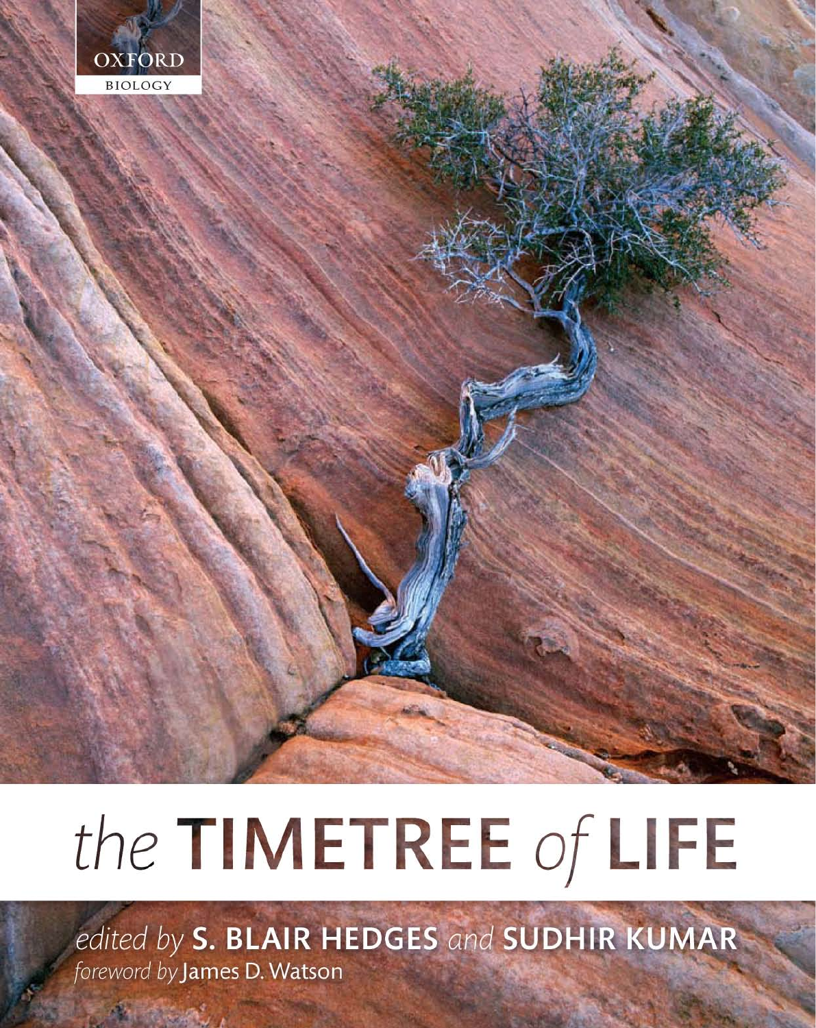OXFORD

BIOLOGY

# the TIMETREE of LIFE

*edited by* **S. BLAIR HEDGES** *and* **SUDHIR KUMAR**

*foreword by* James D. Watson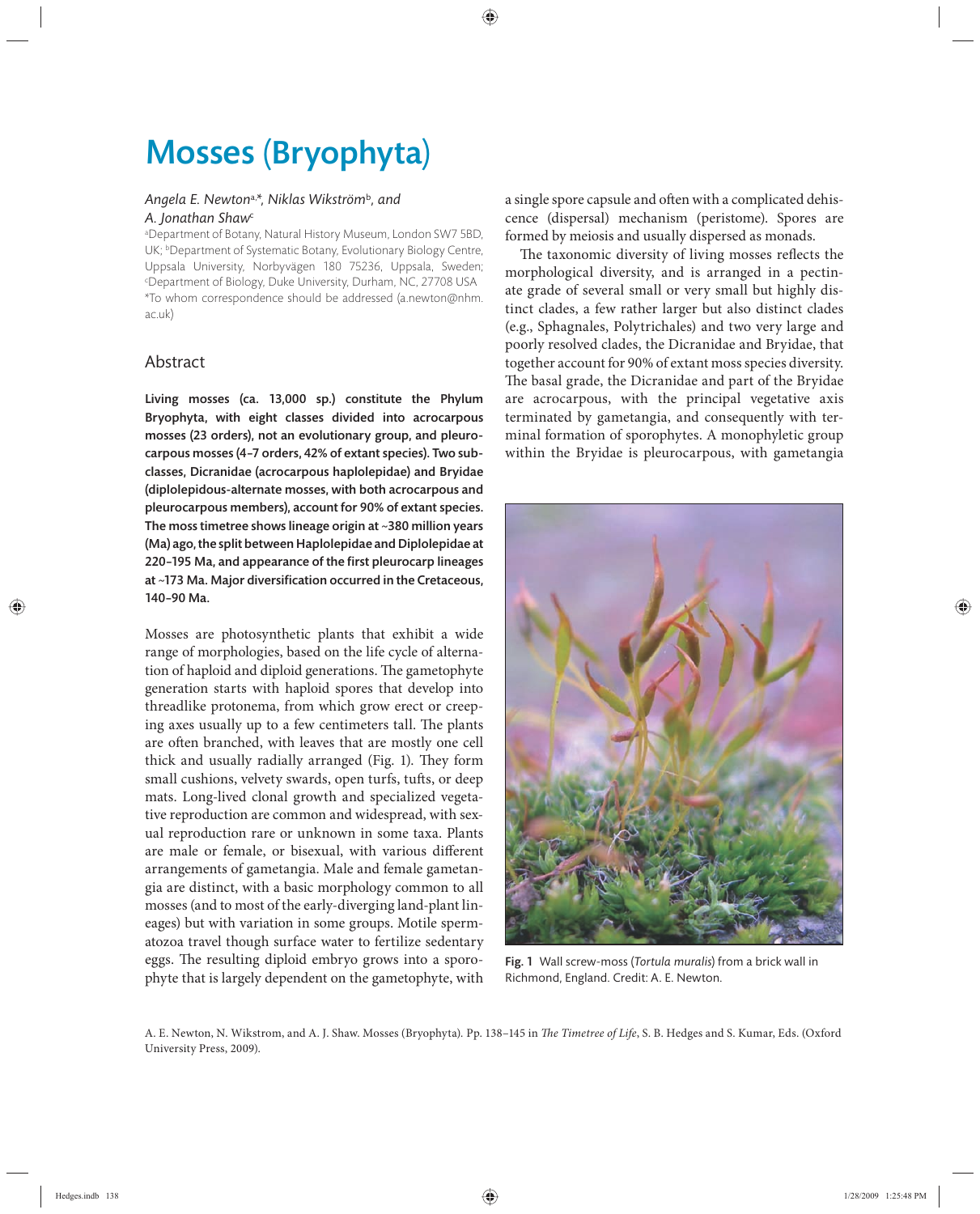# Mosses (Bryophyta)

*Angela E. Newton*[a,*], *Niklas Wikström*[b], *and A. Jonathan Shaw*[c]

[a]Department of Botany, Natural History Museum, London SW7 5BD, UK; [b]Department of Systematic Botany, Evolutionary Biology Centre, Uppsala University, Norbyvägen 180 75236, Uppsala, Sweden; [c]Department of Biology, Duke University, Durham, NC, 27708 USA
*To whom correspondence should be addressed (a.newton@nhm.ac.uk)

## Abstract

**Living mosses (ca. 13,000 sp.) constitute the Phylum Bryophyta, with eight classes divided into acrocarpous mosses (23 orders), not an evolutionary group, and pleurocarpous mosses (4–7 orders, 42% of extant species). Two subclasses, Dicranidae (acrocarpous haplolepidae) and Bryidae (diplolepidous-alternate mosses, with both acrocarpous and pleurocarpous members), account for 90% of extant species. The moss timetree shows lineage origin at ~380 million years (Ma) ago, the split between Haplolepidae and Diplolepidae at 220–195 Ma, and appearance of the first pleurocarp lineages at ~173 Ma. Major diversification occurred in the Cretaceous, 140–90 Ma.**

Mosses are photosynthetic plants that exhibit a wide range of morphologies, based on the life cycle of alternation of haploid and diploid generations. The gametophyte generation starts with haploid spores that develop into threadlike protonema, from which grow erect or creeping axes usually up to a few centimeters tall. The plants are often branched, with leaves that are mostly one cell thick and usually radially arranged (Fig. 1). They form small cushions, velvety swards, open turfs, tufts, or deep mats. Long-lived clonal growth and specialized vegetative reproduction are common and widespread, with sexual reproduction rare or unknown in some taxa. Plants are male or female, or bisexual, with various different arrangements of gametangia. Male and female gametangia are distinct, with a basic morphology common to all mosses (and to most of the early-diverging land-plant lineages) but with variation in some groups. Motile spermatozoa travel though surface water to fertilize sedentary eggs. The resulting diploid embryo grows into a sporophyte that is largely dependent on the gametophyte, with a single spore capsule and often with a complicated dehiscence (dispersal) mechanism (peristome). Spores are formed by meiosis and usually dispersed as monads.

The taxonomic diversity of living mosses reflects the morphological diversity, and is arranged in a pectinate grade of several small or very small but highly distinct clades, a few rather larger but also distinct clades (e.g., Sphagnales, Polytrichales) and two very large and poorly resolved clades, the Dicranidae and Bryidae, that together account for 90% of extant moss species diversity. The basal grade, the Dicranidae and part of the Bryidae are acrocarpous, with the principal vegetative axis terminated by gametangia, and consequently with terminal formation of sporophytes. A monophyletic group within the Bryidae is pleurocarpous, with gametangia

**Fig. 1** Wall screw-moss (*Tortula muralis*) from a brick wall in Richmond, England. Credit: A. E. Newton.

A. E. Newton, N. Wikstrom, and A. J. Shaw. Mosses (Bryophyta). Pp. 138–145 in *The Timetree of Life*, S. B. Hedges and S. Kumar, Eds. (Oxford University Press, 2009).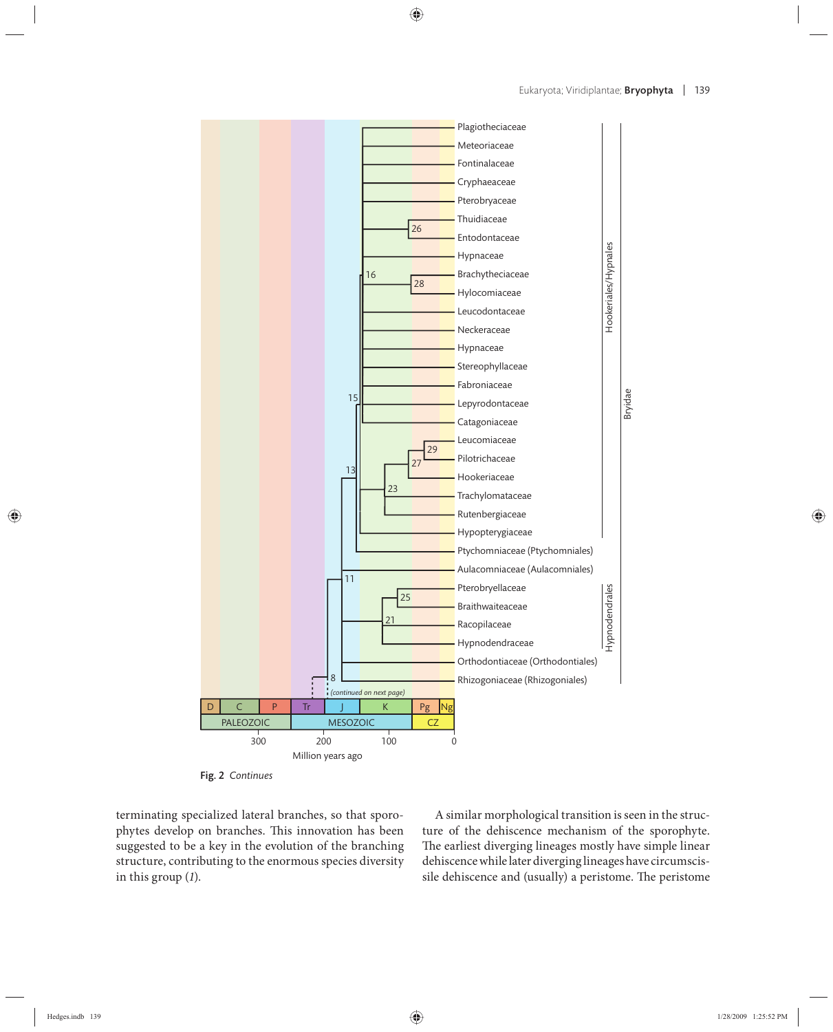Fig. 2 *Continues*

terminating specialized lateral branches, so that sporophytes develop on branches. This innovation has been suggested to be a key in the evolution of the branching structure, contributing to the enormous species diversity in this group (*1*).

A similar morphological transition is seen in the structure of the dehiscence mechanism of the sporophyte. The earliest diverging lineages mostly have simple linear dehiscence while later diverging lineages have circumscissile dehiscence and (usually) a peristome. The peristome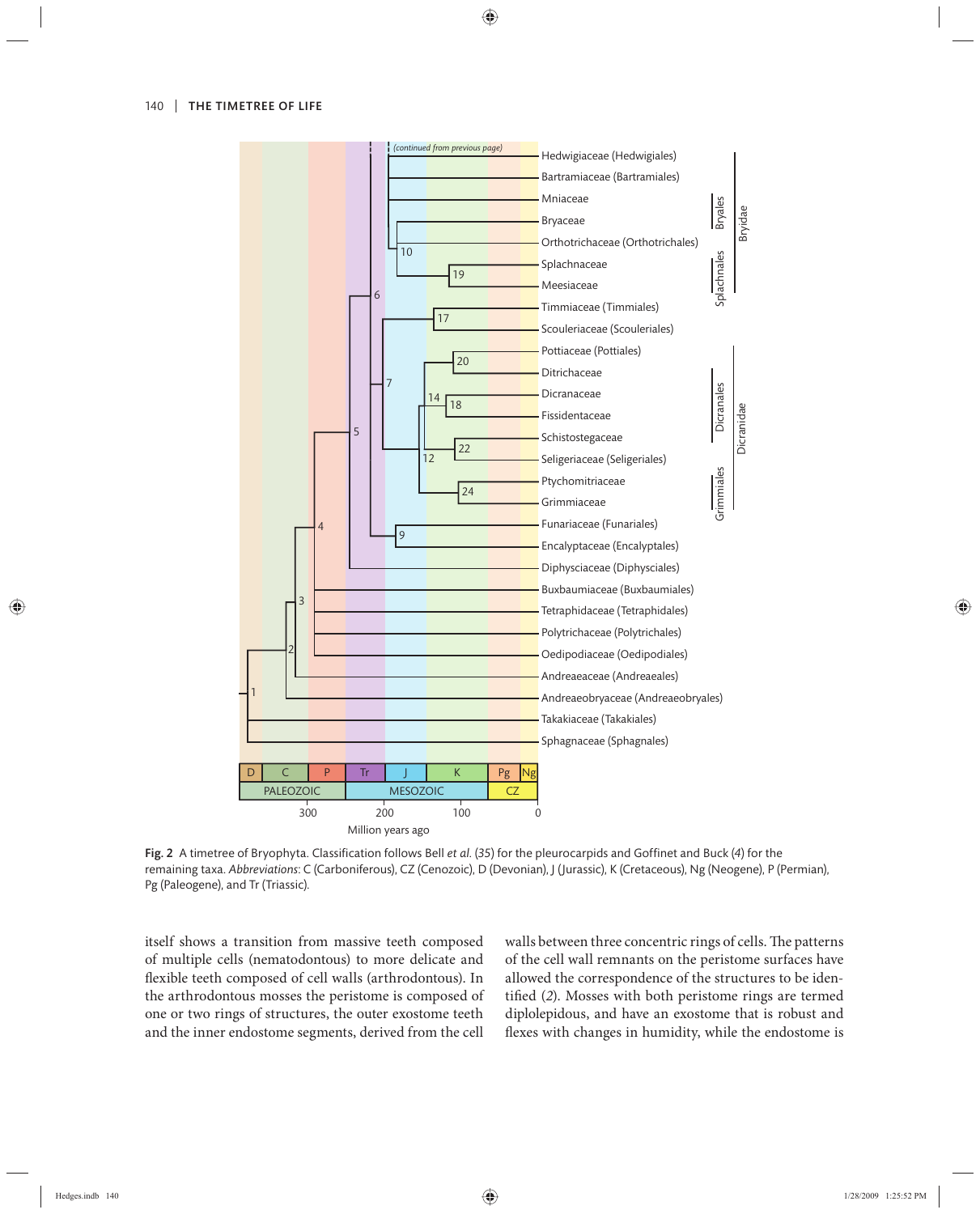Fig. 2 A timetree of Bryophyta. Classification follows Bell *et al.* (*35*) for the pleurocarpids and Goffinet and Buck (*4*) for the remaining taxa. *Abbreviations*: C (Carboniferous), CZ (Cenozoic), D (Devonian), J (Jurassic), K (Cretaceous), Ng (Neogene), P (Permian), Pg (Paleogene), and Tr (Triassic).

itself shows a transition from massive teeth composed of multiple cells (nematodontous) to more delicate and flexible teeth composed of cell walls (arthrodontous). In the arthrodontous mosses the peristome is composed of one or two rings of structures, the outer exostome teeth and the inner endostome segments, derived from the cell walls between three concentric rings of cells. The patterns of the cell wall remnants on the peristome surfaces have allowed the correspondence of the structures to be identified (*2*). Mosses with both peristome rings are termed diplolepidous, and have an exostome that is robust and flexes with changes in humidity, while the endostome is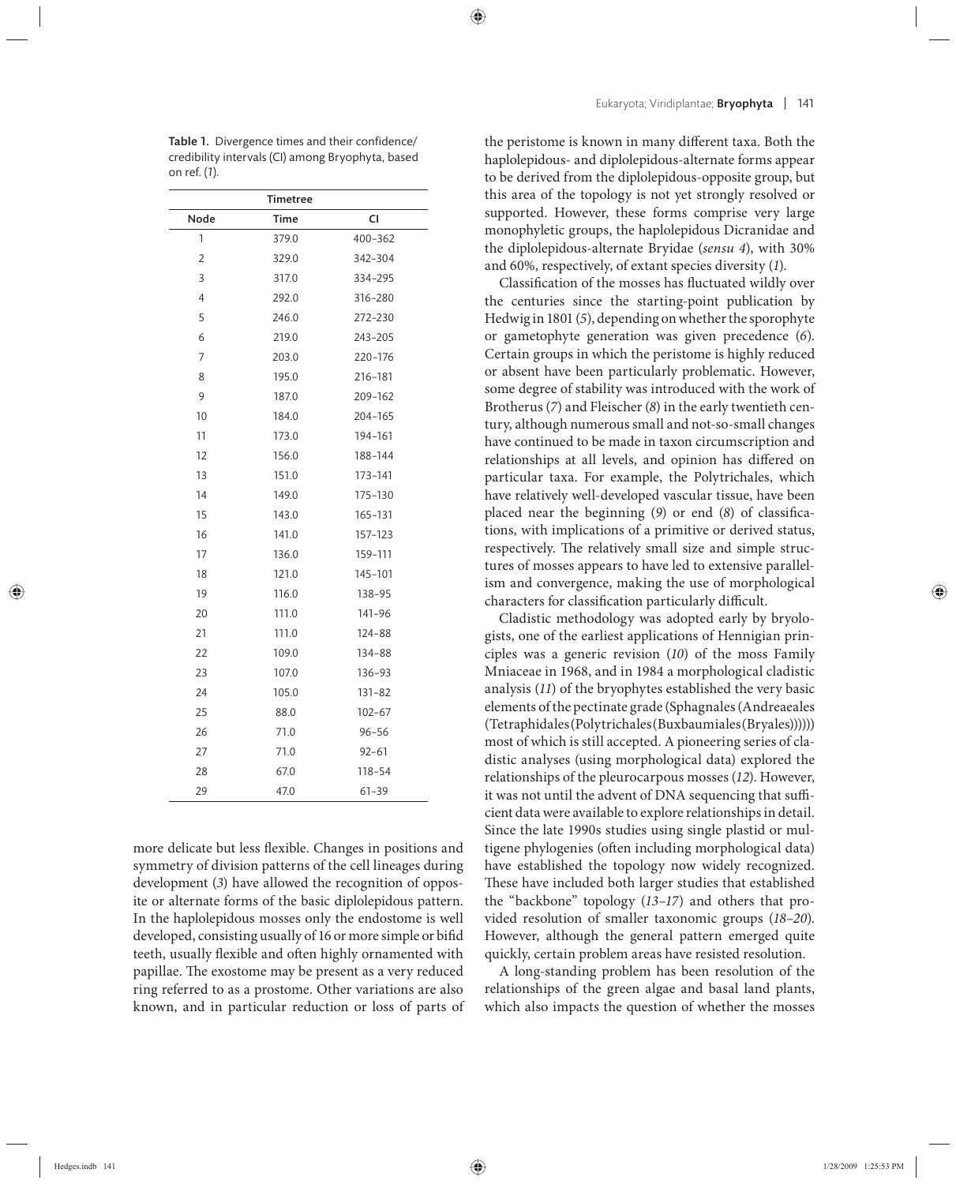Table 1. Divergence times and their confidence/credibility intervals (CI) among Bryophyta, based on ref. (*1*).

| Timetree | | |
|---|---|---|
| Node | Time | CI |
| 1 | 379.0 | 400–362 |
| 2 | 329.0 | 342–304 |
| 3 | 317.0 | 334–295 |
| 4 | 292.0 | 316–280 |
| 5 | 246.0 | 272–230 |
| 6 | 219.0 | 243–205 |
| 7 | 203.0 | 220–176 |
| 8 | 195.0 | 216–181 |
| 9 | 187.0 | 209–162 |
| 10 | 184.0 | 204–165 |
| 11 | 173.0 | 194–161 |
| 12 | 156.0 | 188–144 |
| 13 | 151.0 | 173–141 |
| 14 | 149.0 | 175–130 |
| 15 | 143.0 | 165–131 |
| 16 | 141.0 | 157–123 |
| 17 | 136.0 | 159–111 |
| 18 | 121.0 | 145–101 |
| 19 | 116.0 | 138–95 |
| 20 | 111.0 | 141–96 |
| 21 | 111.0 | 124–88 |
| 22 | 109.0 | 134–88 |
| 23 | 107.0 | 136–93 |
| 24 | 105.0 | 131–82 |
| 25 | 88.0 | 102–67 |
| 26 | 71.0 | 96–56 |
| 27 | 71.0 | 92–61 |
| 28 | 67.0 | 118–54 |
| 29 | 47.0 | 61–39 |

more delicate but less flexible. Changes in positions and symmetry of division patterns of the cell lineages during development (*3*) have allowed the recognition of opposite or alternate forms of the basic diplolepidous pattern. In the haplolepidous mosses only the endostome is well developed, consisting usually of 16 or more simple or bifid teeth, usually flexible and often highly ornamented with papillae. The exostome may be present as a very reduced ring referred to as a prostome. Other variations are also known, and in particular reduction or loss of parts of the peristome is known in many different taxa. Both the haplolepidous- and diplolepidous-alternate forms appear to be derived from the diplolepidous-opposite group, but this area of the topology is not yet strongly resolved or supported. However, these forms comprise very large monophyletic groups, the haplolepidous Dicranidae and the diplolepidous-alternate Bryidae (*sensu 4*), with 30% and 60%, respectively, of extant species diversity (*1*).

Classification of the mosses has fluctuated wildly over the centuries since the starting-point publication by Hedwig in 1801 (*5*), depending on whether the sporophyte or gametophyte generation was given precedence (*6*). Certain groups in which the peristome is highly reduced or absent have been particularly problematic. However, some degree of stability was introduced with the work of Brotherus (*7*) and Fleischer (*8*) in the early twentieth century, although numerous small and not-so-small changes have continued to be made in taxon circumscription and relationships at all levels, and opinion has differed on particular taxa. For example, the Polytrichales, which have relatively well-developed vascular tissue, have been placed near the beginning (*9*) or end (*8*) of classifications, with implications of a primitive or derived status, respectively. The relatively small size and simple structures of mosses appears to have led to extensive parallelism and convergence, making the use of morphological characters for classification particularly difficult.

Cladistic methodology was adopted early by bryologists, one of the earliest applications of Hennigian principles was a generic revision (*10*) of the moss Family Mniaceae in 1968, and in 1984 a morphological cladistic analysis (*11*) of the bryophytes established the very basic elements of the pectinate grade (Sphagnales (Andreaeales (Tetraphidales (Polytrichales (Buxbaumiales (Bryales)))))) most of which is still accepted. A pioneering series of cladistic analyses (using morphological data) explored the relationships of the pleurocarpous mosses (*12*). However, it was not until the advent of DNA sequencing that sufficient data were available to explore relationships in detail. Since the late 1990s studies using single plastid or multigene phylogenies (often including morphological data) have established the topology now widely recognized. These have included both larger studies that established the "backbone" topology (*13–17*) and others that provided resolution of smaller taxonomic groups (*18–20*). However, although the general pattern emerged quite quickly, certain problem areas have resisted resolution.

A long-standing problem has been resolution of the relationships of the green algae and basal land plants, which also impacts the question of whether the mosses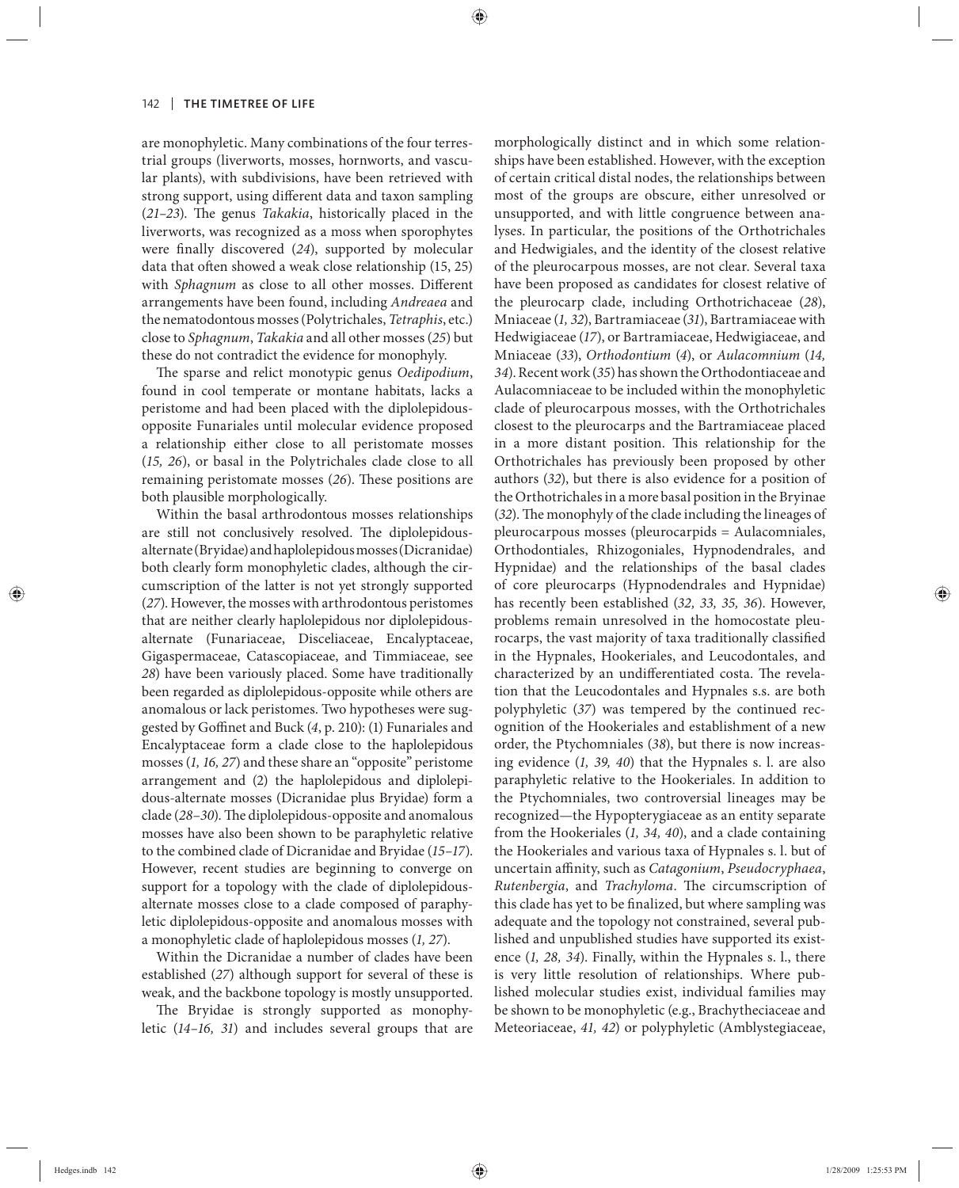are monophyletic. Many combinations of the four terrestrial groups (liverworts, mosses, hornworts, and vascular plants), with subdivisions, have been retrieved with strong support, using different data and taxon sampling (*21–23*). The genus *Takakia*, historically placed in the liverworts, was recognized as a moss when sporophytes were finally discovered (*24*), supported by molecular data that often showed a weak close relationship (15, 25) with *Sphagnum* as close to all other mosses. Different arrangements have been found, including *Andreaea* and the nematodontous mosses (Polytrichales, *Tetraphis*, etc.) close to *Sphagnum*, *Takakia* and all other mosses (*25*) but these do not contradict the evidence for monophyly.

The sparse and relict monotypic genus *Oedipodium*, found in cool temperate or montane habitats, lacks a peristome and had been placed with the diplolepidous-opposite Funariales until molecular evidence proposed a relationship either close to all peristomate mosses (*15, 26*), or basal in the Polytrichales clade close to all remaining peristomate mosses (*26*). These positions are both plausible morphologically.

Within the basal arthrodontous mosses relationships are still not conclusively resolved. The diplolepidous-alternate (Bryidae) and haplolepidous mosses (Dicranidae) both clearly form monophyletic clades, although the circumscription of the latter is not yet strongly supported (*27*). However, the mosses with arthrodontous peristomes that are neither clearly haplolepidous nor diplolepidous-alternate (Funariaceae, Disceliaceae, Encalyptaceae, Gigaspermaceae, Catascopiaceae, and Timmiaceae, see *28*) have been variously placed. Some have traditionally been regarded as diplolepidous-opposite while others are anomalous or lack peristomes. Two hypotheses were suggested by Goffinet and Buck (*4*, p. 210): (1) Funariales and Encalyptaceae form a clade close to the haplolepidous mosses (*1, 16, 27*) and these share an "opposite" peristome arrangement and (2) the haplolepidous and diplolepidous-alternate mosses (Dicranidae plus Bryidae) form a clade (*28–30*). The diplolepidous-opposite and anomalous mosses have also been shown to be paraphyletic relative to the combined clade of Dicranidae and Bryidae (*15–17*). However, recent studies are beginning to converge on support for a topology with the clade of diplolepidous-alternate mosses close to a clade composed of paraphyletic diplolepidous-opposite and anomalous mosses with a monophyletic clade of haplolepidous mosses (*1, 27*).

Within the Dicranidae a number of clades have been established (*27*) although support for several of these is weak, and the backbone topology is mostly unsupported.

The Bryidae is strongly supported as monophyletic (*14–16, 31*) and includes several groups that are morphologically distinct and in which some relationships have been established. However, with the exception of certain critical distal nodes, the relationships between most of the groups are obscure, either unresolved or unsupported, and with little congruence between analyses. In particular, the positions of the Orthotrichales and Hedwigiales, and the identity of the closest relative of the pleurocarpous mosses, are not clear. Several taxa have been proposed as candidates for closest relative of the pleurocarp clade, including Orthotrichaceae (*28*), Mniaceae (*1, 32*), Bartramiaceae (*31*), Bartramiaceae with Hedwigiaceae (*17*), or Bartramiaceae, Hedwigiaceae, and Mniaceae (*33*), *Orthodontium* (*4*), or *Aulacomnium* (*14, 34*). Recent work (*35*) has shown the Orthodontiaceae and Aulacomniaceae to be included within the monophyletic clade of pleurocarpous mosses, with the Orthotrichales closest to the pleurocarps and the Bartramiaceae placed in a more distant position. This relationship for the Orthotrichales has previously been proposed by other authors (*32*), but there is also evidence for a position of the Orthotrichales in a more basal position in the Bryinae (*32*). The monophyly of the clade including the lineages of pleurocarpous mosses (pleurocarpids = Aulacomniales, Orthodontiales, Rhizogoniales, Hypnodendrales, and Hypnidae) and the relationships of the basal clades of core pleurocarps (Hypnodendrales and Hypnidae) has recently been established (*32, 33, 35, 36*). However, problems remain unresolved in the homocostate pleurocarps, the vast majority of taxa traditionally classified in the Hypnales, Hookeriales, and Leucodontales, and characterized by an undifferentiated costa. The revelation that the Leucodontales and Hypnales s.s. are both polyphyletic (*37*) was tempered by the continued recognition of the Hookeriales and establishment of a new order, the Ptychomniales (*38*), but there is now increasing evidence (*1, 39, 40*) that the Hypnales s. l. are also paraphyletic relative to the Hookeriales. In addition to the Ptychomniales, two controversial lineages may be recognized—the Hypopterygiaceae as an entity separate from the Hookeriales (*1, 34, 40*), and a clade containing the Hookeriales and various taxa of Hypnales s. l. but of uncertain affinity, such as *Catagonium*, *Pseudocryphaea*, *Rutenbergia*, and *Trachyloma*. The circumscription of this clade has yet to be finalized, but where sampling was adequate and the topology not constrained, several published and unpublished studies have supported its existence (*1, 28, 34*). Finally, within the Hypnales s. l., there is very little resolution of relationships. Where published molecular studies exist, individual families may be shown to be monophyletic (e.g., Brachytheciaceae and Meteoriaceae, *41, 42*) or polyphyletic (Amblystegiaceae,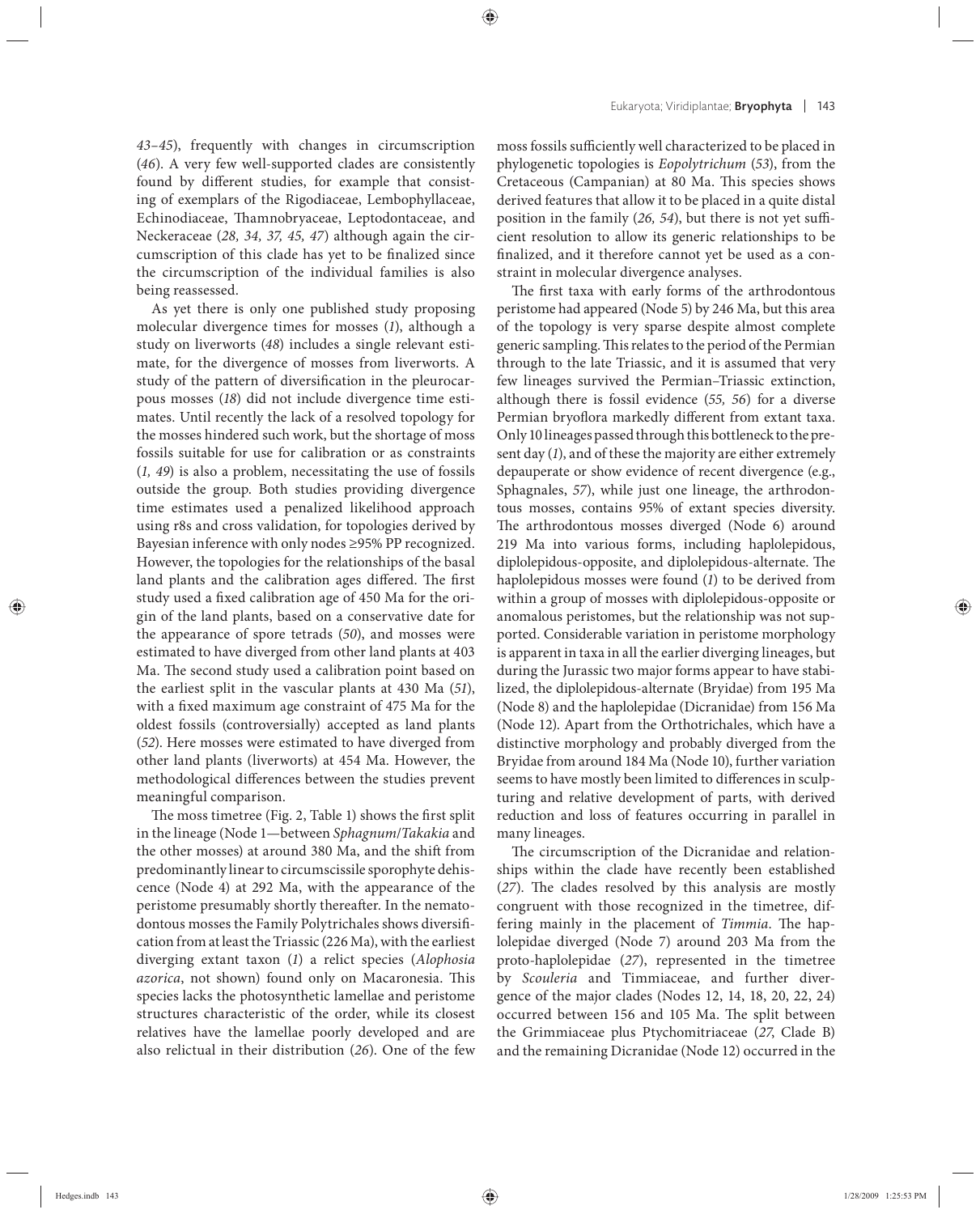43–45), frequently with changes in circumscription (46). A very few well-supported clades are consistently found by different studies, for example that consisting of exemplars of the Rigodiaceae, Lembophyllaceae, Echinodiaceae, Thamnobryaceae, Leptodontaceae, and Neckeraceae (28, 34, 37, 45, 47) although again the circumscription of this clade has yet to be finalized since the circumscription of the individual families is also being reassessed.

As yet there is only one published study proposing molecular divergence times for mosses (1), although a study on liverworts (48) includes a single relevant estimate, for the divergence of mosses from liverworts. A study of the pattern of diversification in the pleurocarpous mosses (18) did not include divergence time estimates. Until recently the lack of a resolved topology for the mosses hindered such work, but the shortage of moss fossils suitable for use for calibration or as constraints (1, 49) is also a problem, necessitating the use of fossils outside the group. Both studies providing divergence time estimates used a penalized likelihood approach using r8s and cross validation, for topologies derived by Bayesian inference with only nodes ≥95% PP recognized. However, the topologies for the relationships of the basal land plants and the calibration ages differed. The first study used a fixed calibration age of 450 Ma for the origin of the land plants, based on a conservative date for the appearance of spore tetrads (50), and mosses were estimated to have diverged from other land plants at 403 Ma. The second study used a calibration point based on the earliest split in the vascular plants at 430 Ma (51), with a fixed maximum age constraint of 475 Ma for the oldest fossils (controversially) accepted as land plants (52). Here mosses were estimated to have diverged from other land plants (liverworts) at 454 Ma. However, the methodological differences between the studies prevent meaningful comparison.

The moss timetree (Fig. 2, Table 1) shows the first split in the lineage (Node 1—between *Sphagnum*/*Takakia* and the other mosses) at around 380 Ma, and the shift from predominantly linear to circumscissile sporophyte dehiscence (Node 4) at 292 Ma, with the appearance of the peristome presumably shortly thereafter. In the nematodontous mosses the Family Polytrichales shows diversification from at least the Triassic (226 Ma), with the earliest diverging extant taxon (1) a relict species (*Alophosia azorica*, not shown) found only on Macaronesia. This species lacks the photosynthetic lamellae and peristome structures characteristic of the order, while its closest relatives have the lamellae poorly developed and are also relictual in their distribution (26). One of the few moss fossils sufficiently well characterized to be placed in phylogenetic topologies is *Eopolytrichum* (53), from the Cretaceous (Campanian) at 80 Ma. This species shows derived features that allow it to be placed in a quite distal position in the family (26, 54), but there is not yet sufficient resolution to allow its generic relationships to be finalized, and it therefore cannot yet be used as a constraint in molecular divergence analyses.

The first taxa with early forms of the arthrodontous peristome had appeared (Node 5) by 246 Ma, but this area of the topology is very sparse despite almost complete generic sampling. This relates to the period of the Permian through to the late Triassic, and it is assumed that very few lineages survived the Permian–Triassic extinction, although there is fossil evidence (55, 56) for a diverse Permian bryoflora markedly different from extant taxa. Only 10 lineages passed through this bottleneck to the present day (1), and of these the majority are either extremely depauperate or show evidence of recent divergence (e.g., Sphagnales, 57), while just one lineage, the arthrodontous mosses, contains 95% of extant species diversity. The arthrodontous mosses diverged (Node 6) around 219 Ma into various forms, including haplolepidous, diplolepidous-opposite, and diplolepidous-alternate. The haplolepidous mosses were found (1) to be derived from within a group of mosses with diplolepidous-opposite or anomalous peristomes, but the relationship was not supported. Considerable variation in peristome morphology is apparent in taxa in all the earlier diverging lineages, but during the Jurassic two major forms appear to have stabilized, the diplolepidous-alternate (Bryidae) from 195 Ma (Node 8) and the haplolepidae (Dicranidae) from 156 Ma (Node 12). Apart from the Orthotrichales, which have a distinctive morphology and probably diverged from the Bryidae from around 184 Ma (Node 10), further variation seems to have mostly been limited to differences in sculpturing and relative development of parts, with derived reduction and loss of features occurring in parallel in many lineages.

The circumscription of the Dicranidae and relationships within the clade have recently been established (27). The clades resolved by this analysis are mostly congruent with those recognized in the timetree, differing mainly in the placement of *Timmia*. The haplolepidae diverged (Node 7) around 203 Ma from the proto-haplolepidae (27), represented in the timetree by *Scouleria* and Timmiaceae, and further divergence of the major clades (Nodes 12, 14, 18, 20, 22, 24) occurred between 156 and 105 Ma. The split between the Grimmiaceae plus Ptychomitriaceae (27, Clade B) and the remaining Dicranidae (Node 12) occurred in the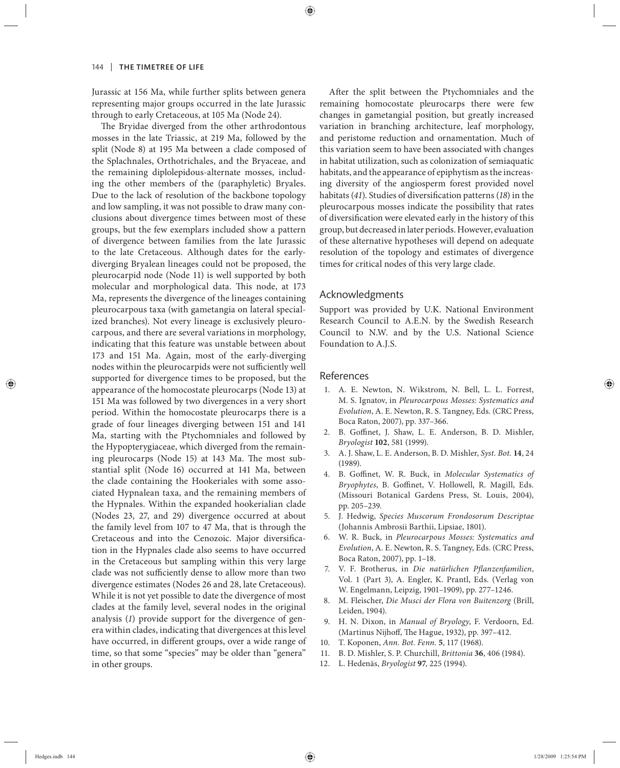Jurassic at 156 Ma, while further splits between genera representing major groups occurred in the late Jurassic through to early Cretaceous, at 105 Ma (Node 24).

The Bryidae diverged from the other arthrodontous mosses in the late Triassic, at 219 Ma, followed by the split (Node 8) at 195 Ma between a clade composed of the Splachnales, Orthotrichales, and the Bryaceae, and the remaining diplolepidous-alternate mosses, including the other members of the (paraphyletic) Bryales. Due to the lack of resolution of the backbone topology and low sampling, it was not possible to draw many conclusions about divergence times between most of these groups, but the few exemplars included show a pattern of divergence between families from the late Jurassic to the late Cretaceous. Although dates for the early-diverging Bryalean lineages could not be proposed, the pleurocarpid node (Node 11) is well supported by both molecular and morphological data. This node, at 173 Ma, represents the divergence of the lineages containing pleurocarpous taxa (with gametangia on lateral specialized branches). Not every lineage is exclusively pleurocarpous, and there are several variations in morphology, indicating that this feature was unstable between about 173 and 151 Ma. Again, most of the early-diverging nodes within the pleurocarpids were not sufficiently well supported for divergence times to be proposed, but the appearance of the homocostate pleurocarps (Node 13) at 151 Ma was followed by two divergences in a very short period. Within the homocostate pleurocarps there is a grade of four lineages diverging between 151 and 141 Ma, starting with the Ptychomniales and followed by the Hypopterygiaceae, which diverged from the remaining pleurocarps (Node 15) at 143 Ma. The most substantial split (Node 16) occurred at 141 Ma, between the clade containing the Hookeriales with some associated Hypnalean taxa, and the remaining members of the Hypnales. Within the expanded hookerialian clade (Nodes 23, 27, and 29) divergence occurred at about the family level from 107 to 47 Ma, that is through the Cretaceous and into the Cenozoic. Major diversification in the Hypnales clade also seems to have occurred in the Cretaceous but sampling within this very large clade was not sufficiently dense to allow more than two divergence estimates (Nodes 26 and 28, late Cretaceous). While it is not yet possible to date the divergence of most clades at the family level, several nodes in the original analysis (*1*) provide support for the divergence of genera within clades, indicating that divergences at this level have occurred, in different groups, over a wide range of time, so that some "species" may be older than "genera" in other groups.

After the split between the Ptychomniales and the remaining homocostate pleurocarps there were few changes in gametangial position, but greatly increased variation in branching architecture, leaf morphology, and peristome reduction and ornamentation. Much of this variation seem to have been associated with changes in habitat utilization, such as colonization of semiaquatic habitats, and the appearance of epiphytism as the increasing diversity of the angiosperm forest provided novel habitats (*41*). Studies of diversification patterns (*18*) in the pleurocarpous mosses indicate the possibility that rates of diversification were elevated early in the history of this group, but decreased in later periods. However, evaluation of these alternative hypotheses will depend on adequate resolution of the topology and estimates of divergence times for critical nodes of this very large clade.

## Acknowledgments

Support was provided by U.K. National Environment Research Council to A.E.N. by the Swedish Research Council to N.W. and by the U.S. National Science Foundation to A.J.S.

## References

1. A. E. Newton, N. Wikstrom, N. Bell, L. L. Forrest, M. S. Ignatov, in *Pleurocarpous Mosses: Systematics and Evolution*, A. E. Newton, R. S. Tangney, Eds. (CRC Press, Boca Raton, 2007), pp. 337–366.
2. B. Goffinet, J. Shaw, L. E. Anderson, B. D. Mishler, *Bryologist* **102**, 581 (1999).
3. A. J. Shaw, L. E. Anderson, B. D. Mishler, *Syst. Bot.* **14**, 24 (1989).
4. B. Goffinet, W. R. Buck, in *Molecular Systematics of Bryophytes*, B. Goffinet, V. Hollowell, R. Magill, Eds. (Missouri Botanical Gardens Press, St. Louis, 2004), pp. 205–239.
5. J. Hedwig, *Species Muscorum Frondosorum Descriptae* (Johannis Ambrosii Barthii, Lipsiae, 1801).
6. W. R. Buck, in *Pleurocarpous Mosses: Systematics and Evolution*, A. E. Newton, R. S. Tangney, Eds. (CRC Press, Boca Raton, 2007), pp. 1–18.
7. V. F. Brotherus, in *Die natürlichen Pflanzenfamilien*, Vol. 1 (Part 3), A. Engler, K. Prantl, Eds. (Verlag von W. Engelmann, Leipzig, 1901–1909), pp. 277–1246.
8. M. Fleischer, *Die Musci der Flora von Buitenzorg* (Brill, Leiden, 1904).
9. H. N. Dixon, in *Manual of Bryology*, F. Verdoorn, Ed. (Martinus Nijhoff, The Hague, 1932), pp. 397–412.
10. T. Koponen, *Ann. Bot. Fenn.* **5**, 117 (1968).
11. B. D. Mishler, S. P. Churchill, *Brittonia* **36**, 406 (1984).
12. L. Hedenäs, *Bryologist* **97**, 225 (1994).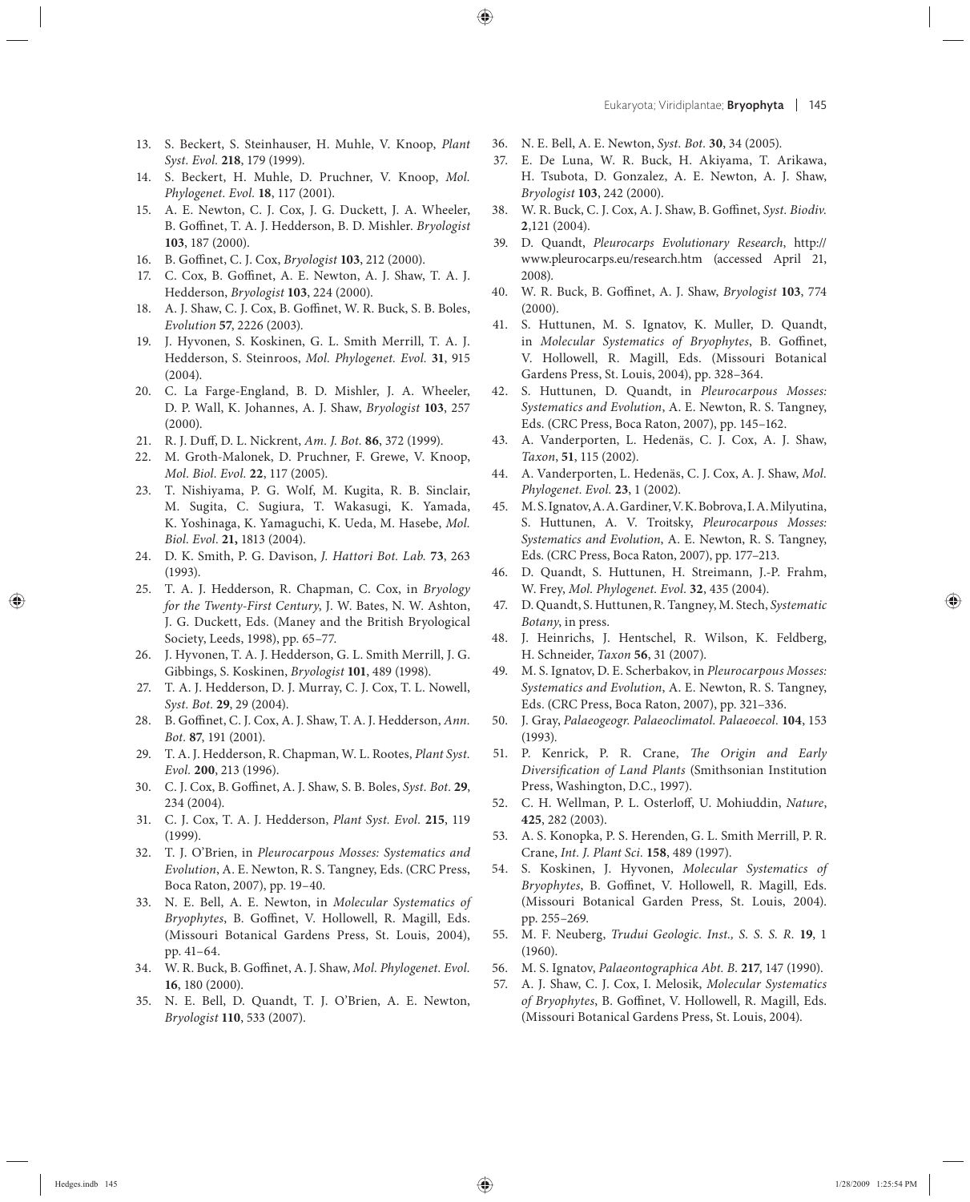13. S. Beckert, S. Steinhauser, H. Muhle, V. Knoop, *Plant Syst. Evol.* **218**, 179 (1999).
14. S. Beckert, H. Muhle, D. Pruchner, V. Knoop, *Mol. Phylogenet. Evol.* **18**, 117 (2001).
15. A. E. Newton, C. J. Cox, J. G. Duckett, J. A. Wheeler, B. Goffinet, T. A. J. Hedderson, B. D. Mishler. *Bryologist* **103**, 187 (2000).
16. B. Goffinet, C. J. Cox, *Bryologist* **103**, 212 (2000).
17. C. Cox, B. Goffinet, A. E. Newton, A. J. Shaw, T. A. J. Hedderson, *Bryologist* **103**, 224 (2000).
18. A. J. Shaw, C. J. Cox, B. Goffinet, W. R. Buck, S. B. Boles, *Evolution* **57**, 2226 (2003).
19. J. Hyvonen, S. Koskinen, G. L. Smith Merrill, T. A. J. Hedderson, S. Steinroos, *Mol. Phylogenet. Evol.* **31**, 915 (2004).
20. C. La Farge-England, B. D. Mishler, J. A. Wheeler, D. P. Wall, K. Johannes, A. J. Shaw, *Bryologist* **103**, 257 (2000).
21. R. J. Duff, D. L. Nickrent, *Am. J. Bot.* **86**, 372 (1999).
22. M. Groth-Malonek, D. Pruchner, F. Grewe, V. Knoop, *Mol. Biol. Evol.* **22**, 117 (2005).
23. T. Nishiyama, P. G. Wolf, M. Kugita, R. B. Sinclair, M. Sugita, C. Sugiura, T. Wakasugi, K. Yamada, K. Yoshinaga, K. Yamaguchi, K. Ueda, M. Hasebe, *Mol. Biol. Evol.* **21,** 1813 (2004).
24. D. K. Smith, P. G. Davison, *J. Hattori Bot. Lab.* **73**, 263 (1993).
25. T. A. J. Hedderson, R. Chapman, C. Cox, in *Bryology for the Twenty-First Century*, J. W. Bates, N. W. Ashton, J. G. Duckett, Eds. (Maney and the British Bryological Society, Leeds, 1998), pp. 65–77.
26. J. Hyvonen, T. A. J. Hedderson, G. L. Smith Merrill, J. G. Gibbings, S. Koskinen, *Bryologist* **101**, 489 (1998).
27. T. A. J. Hedderson, D. J. Murray, C. J. Cox, T. L. Nowell, *Syst. Bot.* **29**, 29 (2004).
28. B. Goffinet, C. J. Cox, A. J. Shaw, T. A. J. Hedderson, *Ann. Bot.* **87**, 191 (2001).
29. T. A. J. Hedderson, R. Chapman, W. L. Rootes, *Plant Syst. Evol.* **200**, 213 (1996).
30. C. J. Cox, B. Goffinet, A. J. Shaw, S. B. Boles, *Syst. Bot.* **29**, 234 (2004).
31. C. J. Cox, T. A. J. Hedderson, *Plant Syst. Evol.* **215**, 119 (1999).
32. T. J. O'Brien, in *Pleurocarpous Mosses: Systematics and Evolution*, A. E. Newton, R. S. Tangney, Eds. (CRC Press, Boca Raton, 2007), pp. 19–40.
33. N. E. Bell, A. E. Newton, in *Molecular Systematics of Bryophytes*, B. Goffinet, V. Hollowell, R. Magill, Eds. (Missouri Botanical Gardens Press, St. Louis, 2004), pp. 41–64.
34. W. R. Buck, B. Goffinet, A. J. Shaw, *Mol. Phylogenet. Evol.* **16**, 180 (2000).
35. N. E. Bell, D. Quandt, T. J. O'Brien, A. E. Newton, *Bryologist* **110**, 533 (2007).
36. N. E. Bell, A. E. Newton, *Syst. Bot.* **30**, 34 (2005).
37. E. De Luna, W. R. Buck, H. Akiyama, T. Arikawa, H. Tsubota, D. Gonzalez, A. E. Newton, A. J. Shaw, *Bryologist* **103**, 242 (2000).
38. W. R. Buck, C. J. Cox, A. J. Shaw, B. Goffinet, *Syst. Biodiv.* **2**,121 (2004).
39. D. Quandt, *Pleurocarps Evolutionary Research*, http://www.pleurocarps.eu/research.htm (accessed April 21, 2008).
40. W. R. Buck, B. Goffinet, A. J. Shaw, *Bryologist* **103**, 774 (2000).
41. S. Huttunen, M. S. Ignatov, K. Muller, D. Quandt, in *Molecular Systematics of Bryophytes*, B. Goffinet, V. Hollowell, R. Magill, Eds. (Missouri Botanical Gardens Press, St. Louis, 2004), pp. 328–364.
42. S. Huttunen, D. Quandt, in *Pleurocarpous Mosses: Systematics and Evolution*, A. E. Newton, R. S. Tangney, Eds. (CRC Press, Boca Raton, 2007), pp. 145–162.
43. A. Vanderporten, L. Hedenäs, C. J. Cox, A. J. Shaw, *Taxon*, **51**, 115 (2002).
44. A. Vanderporten, L. Hedenäs, C. J. Cox, A. J. Shaw, *Mol. Phylogenet. Evol.* **23**, 1 (2002).
45. M. S. Ignatov, A. A. Gardiner, V. K. Bobrova, I. A. Milyutina, S. Huttunen, A. V. Troitsky, *Pleurocarpous Mosses: Systematics and Evolution*, A. E. Newton, R. S. Tangney, Eds. (CRC Press, Boca Raton, 2007), pp. 177–213.
46. D. Quandt, S. Huttunen, H. Streimann, J.-P. Frahm, W. Frey, *Mol. Phylogenet. Evol.* **32**, 435 (2004).
47. D. Quandt, S. Huttunen, R. Tangney, M. Stech, *Systematic Botany*, in press.
48. J. Heinrichs, J. Hentschel, R. Wilson, K. Feldberg, H. Schneider, *Taxon* **56**, 31 (2007).
49. M. S. Ignatov, D. E. Scherbakov, in *Pleurocarpous Mosses: Systematics and Evolution*, A. E. Newton, R. S. Tangney, Eds. (CRC Press, Boca Raton, 2007), pp. 321–336.
50. J. Gray, *Palaeogeogr. Palaeoclimatol. Palaeoecol.* **104**, 153 (1993).
51. P. Kenrick, P. R. Crane, *The Origin and Early Diversification of Land Plants* (Smithsonian Institution Press, Washington, D.C., 1997).
52. C. H. Wellman, P. L. Osterloff, U. Mohiuddin, *Nature*, **425**, 282 (2003).
53. A. S. Konopka, P. S. Herenden, G. L. Smith Merrill, P. R. Crane, *Int. J. Plant Sci.* **158**, 489 (1997).
54. S. Koskinen, J. Hyvonen, *Molecular Systematics of Bryophytes*, B. Goffinet, V. Hollowell, R. Magill, Eds. (Missouri Botanical Garden Press, St. Louis, 2004). pp. 255–269.
55. M. F. Neuberg, *Trudui Geologic. Inst., S. S. S. R.* **19**, 1 (1960).
56. M. S. Ignatov, *Palaeontographica Abt. B.* **217**, 147 (1990).
57. A. J. Shaw, C. J. Cox, I. Melosik, *Molecular Systematics of Bryophytes*, B. Goffinet, V. Hollowell, R. Magill, Eds. (Missouri Botanical Gardens Press, St. Louis, 2004).